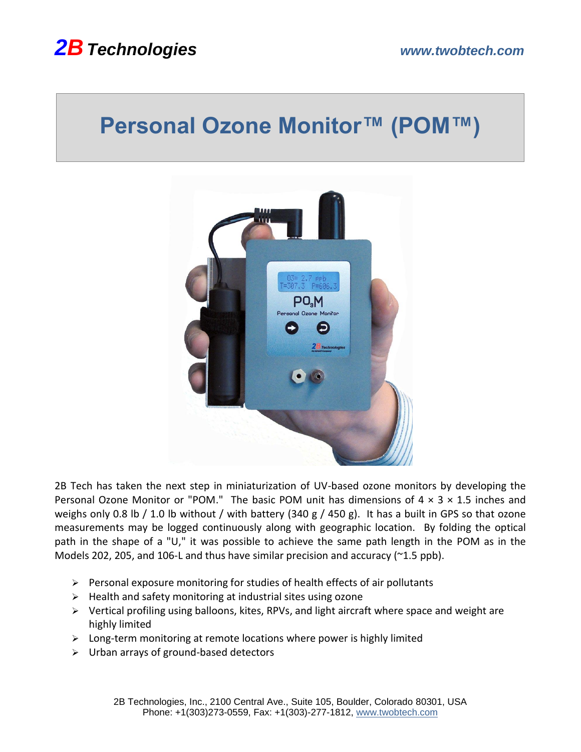**2B Technologies** www.twobtech.com

# Personal Ozone Monitor™ (POM™)

2B Tech has taken the next step in miniaturization of UV-based ozone monitors by developing the Personal Ozone Monitor or "POM." The basic POM unit has dimensions of 4 × 3 × 1.5 inches and weighs only 0.8 lb / 1.0 lb without / with battery (340 g / 450 g). It has a built in GPS so that ozone measurements may be logged continuously along with geographic location. By folding the optical path in the shape of a "U," it was possible to achieve the same path length in the POM as in the Models 202, 205, and 106-L and thus have similar precision and accuracy (~1.5 ppb).

- Personal exposure monitoring for studies of health effects of air pollutants
- Health and safety monitoring at industrial sites using ozone
- Vertical profiling using balloons, kites, RPVs, and light aircraft where space and weight are highly limited
- Long-term monitoring at remote locations where power is highly limited
- Urban arrays of ground-based detectors

2B Technologies, Inc., 2100 Central Ave., Suite 105, Boulder, Colorado 80301, USA
Phone: +1(303)273-0559, Fax: +1(303)-277-1812, www.twobtech.com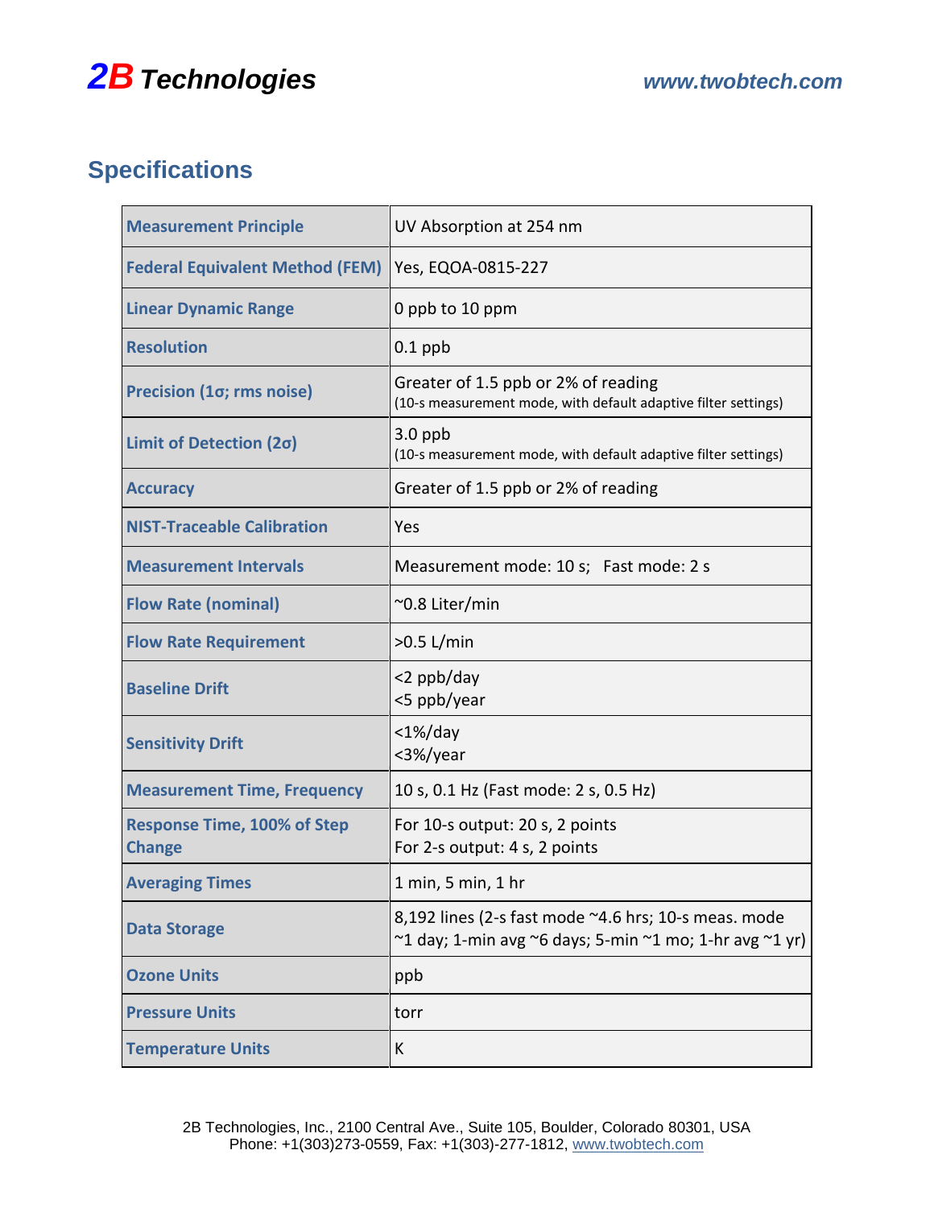## Specifications

| | |
|---|---|
| **Measurement Principle** | UV Absorption at 254 nm |
| **Federal Equivalent Method (FEM)** | Yes, EQOA-0815-227 |
| **Linear Dynamic Range** | 0 ppb to 10 ppm |
| **Resolution** | 0.1 ppb |
| **Precision (1σ; rms noise)** | Greater of 1.5 ppb or 2% of reading (10-s measurement mode, with default adaptive filter settings) |
| **Limit of Detection (2σ)** | 3.0 ppb (10-s measurement mode, with default adaptive filter settings) |
| **Accuracy** | Greater of 1.5 ppb or 2% of reading |
| **NIST-Traceable Calibration** | Yes |
| **Measurement Intervals** | Measurement mode: 10 s; Fast mode: 2 s |
| **Flow Rate (nominal)** | ~0.8 Liter/min |
| **Flow Rate Requirement** | >0.5 L/min |
| **Baseline Drift** | <2 ppb/day<br><5 ppb/year |
| **Sensitivity Drift** | <1%/day<br><3%/year |
| **Measurement Time, Frequency** | 10 s, 0.1 Hz (Fast mode: 2 s, 0.5 Hz) |
| **Response Time, 100% of Step Change** | For 10-s output: 20 s, 2 points<br>For 2-s output: 4 s, 2 points |
| **Averaging Times** | 1 min, 5 min, 1 hr |
| **Data Storage** | 8,192 lines (2-s fast mode ~4.6 hrs; 10-s meas. mode ~1 day; 1-min avg ~6 days; 5-min ~1 mo; 1-hr avg ~1 yr) |
| **Ozone Units** | ppb |
| **Pressure Units** | torr |
| **Temperature Units** | K |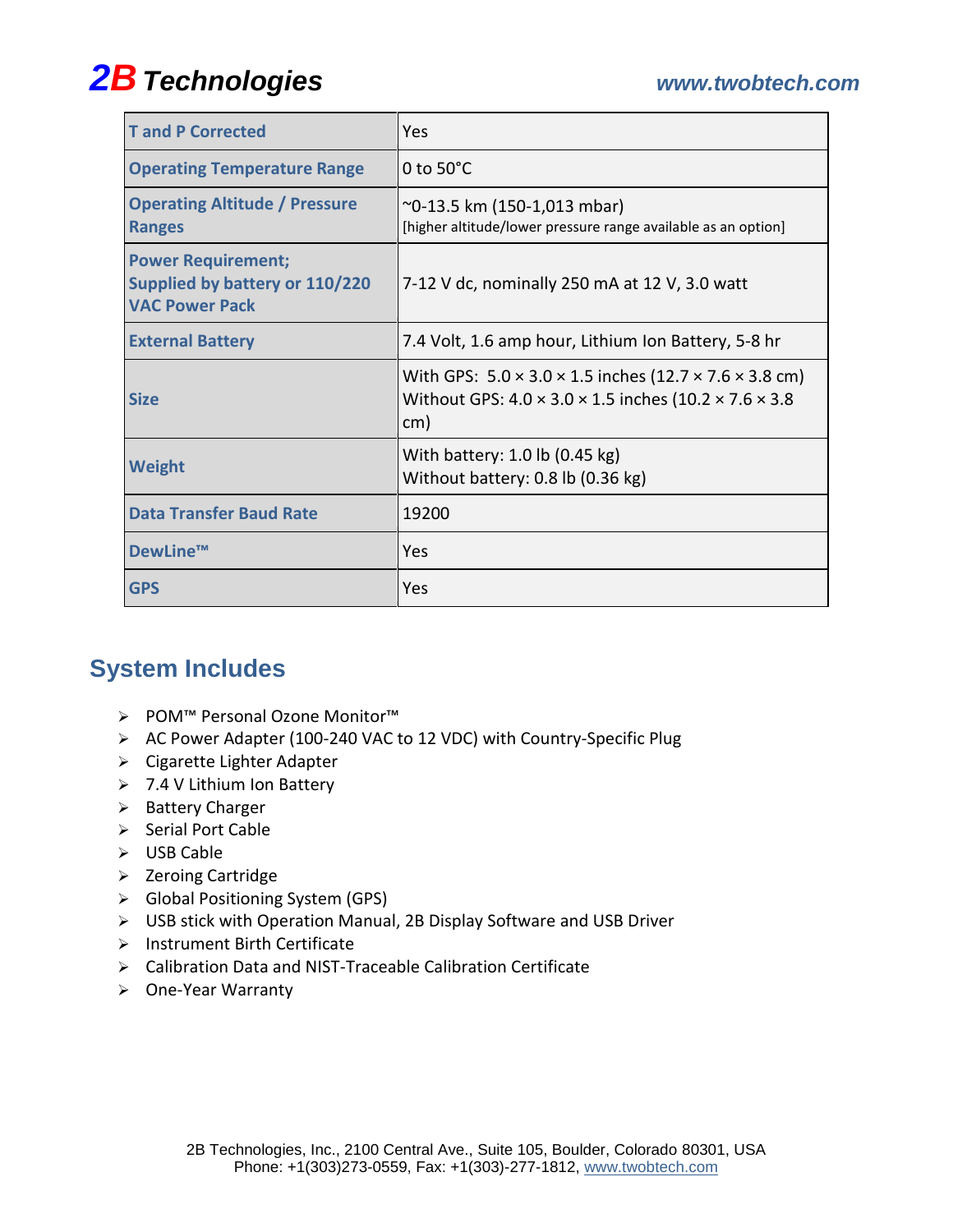| | |
|---|---|
| **T and P Corrected** | Yes |
| **Operating Temperature Range** | 0 to 50°C |
| **Operating Altitude / Pressure Ranges** | ~0-13.5 km (150-1,013 mbar)<br>[higher altitude/lower pressure range available as an option] |
| **Power Requirement; Supplied by battery or 110/220 VAC Power Pack** | 7-12 V dc, nominally 250 mA at 12 V, 3.0 watt |
| **External Battery** | 7.4 Volt, 1.6 amp hour, Lithium Ion Battery, 5-8 hr |
| **Size** | With GPS: 5.0 × 3.0 × 1.5 inches (12.7 × 7.6 × 3.8 cm)<br>Without GPS: 4.0 × 3.0 × 1.5 inches (10.2 × 7.6 × 3.8 cm) |
| **Weight** | With battery: 1.0 lb (0.45 kg)<br>Without battery: 0.8 lb (0.36 kg) |
| **Data Transfer Baud Rate** | 19200 |
| **DewLine™** | Yes |
| **GPS** | Yes |

## System Includes

- POM™ Personal Ozone Monitor™
- AC Power Adapter (100-240 VAC to 12 VDC) with Country-Specific Plug
- Cigarette Lighter Adapter
- 7.4 V Lithium Ion Battery
- Battery Charger
- Serial Port Cable
- USB Cable
- Zeroing Cartridge
- Global Positioning System (GPS)
- USB stick with Operation Manual, 2B Display Software and USB Driver
- Instrument Birth Certificate
- Calibration Data and NIST-Traceable Calibration Certificate
- One-Year Warranty